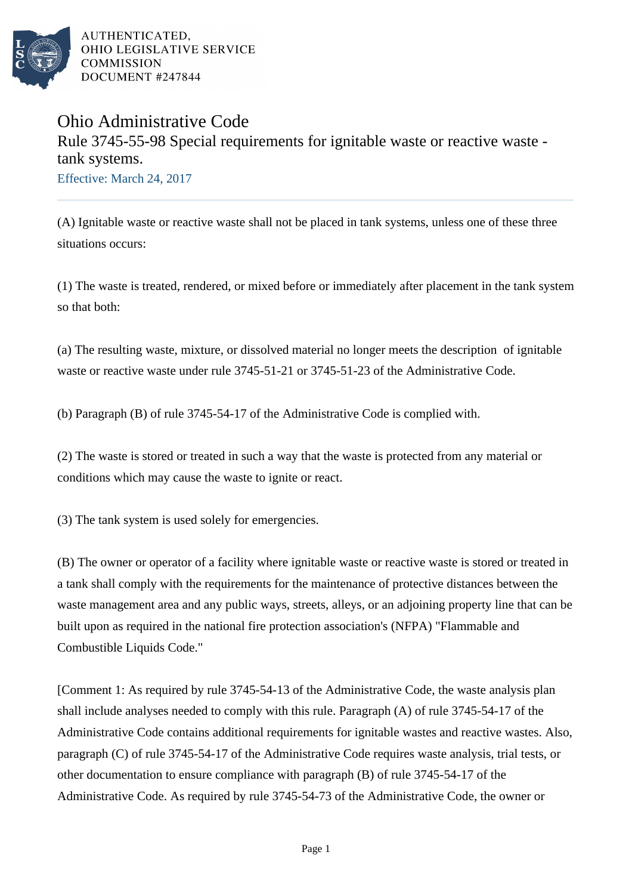AUTHENTICATED,
OHIO LEGISLATIVE SERVICE
COMMISSION
DOCUMENT #247844

# Ohio Administrative Code

## Rule 3745-55-98 Special requirements for ignitable waste or reactive waste - tank systems.

Effective: March 24, 2017

(A) Ignitable waste or reactive waste shall not be placed in tank systems, unless one of these three situations occurs:

(1) The waste is treated, rendered, or mixed before or immediately after placement in the tank system so that both:

(a) The resulting waste, mixture, or dissolved material no longer meets the description of ignitable waste or reactive waste under rule 3745-51-21 or 3745-51-23 of the Administrative Code.

(b) Paragraph (B) of rule 3745-54-17 of the Administrative Code is complied with.

(2) The waste is stored or treated in such a way that the waste is protected from any material or conditions which may cause the waste to ignite or react.

(3) The tank system is used solely for emergencies.

(B) The owner or operator of a facility where ignitable waste or reactive waste is stored or treated in a tank shall comply with the requirements for the maintenance of protective distances between the waste management area and any public ways, streets, alleys, or an adjoining property line that can be built upon as required in the national fire protection association's (NFPA) "Flammable and Combustible Liquids Code."

[Comment 1: As required by rule 3745-54-13 of the Administrative Code, the waste analysis plan shall include analyses needed to comply with this rule. Paragraph (A) of rule 3745-54-17 of the Administrative Code contains additional requirements for ignitable wastes and reactive wastes. Also, paragraph (C) of rule 3745-54-17 of the Administrative Code requires waste analysis, trial tests, or other documentation to ensure compliance with paragraph (B) of rule 3745-54-17 of the Administrative Code. As required by rule 3745-54-73 of the Administrative Code, the owner or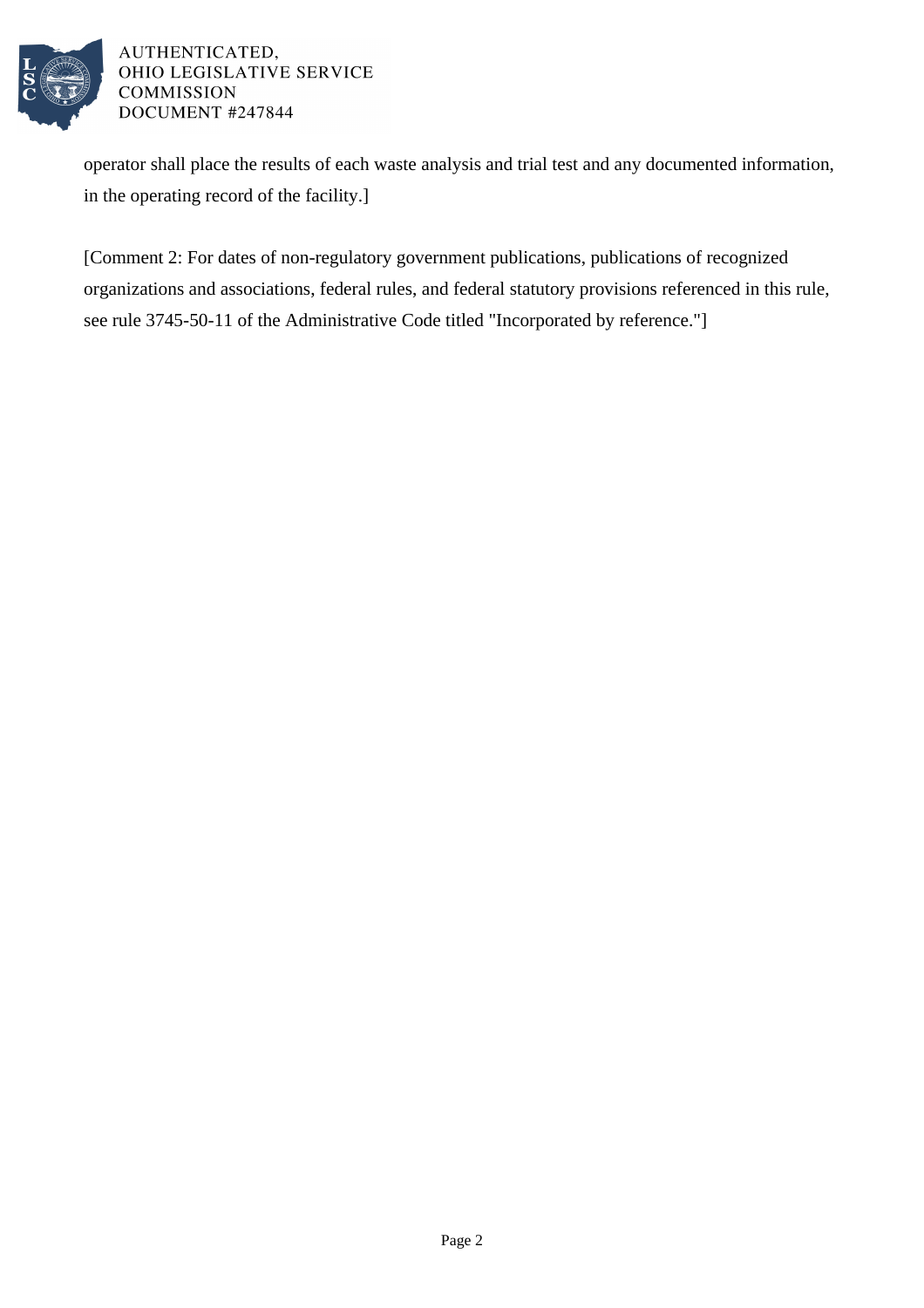operator shall place the results of each waste analysis and trial test and any documented information, in the operating record of the facility.]

[Comment 2: For dates of non-regulatory government publications, publications of recognized organizations and associations, federal rules, and federal statutory provisions referenced in this rule, see rule 3745-50-11 of the Administrative Code titled "Incorporated by reference."]